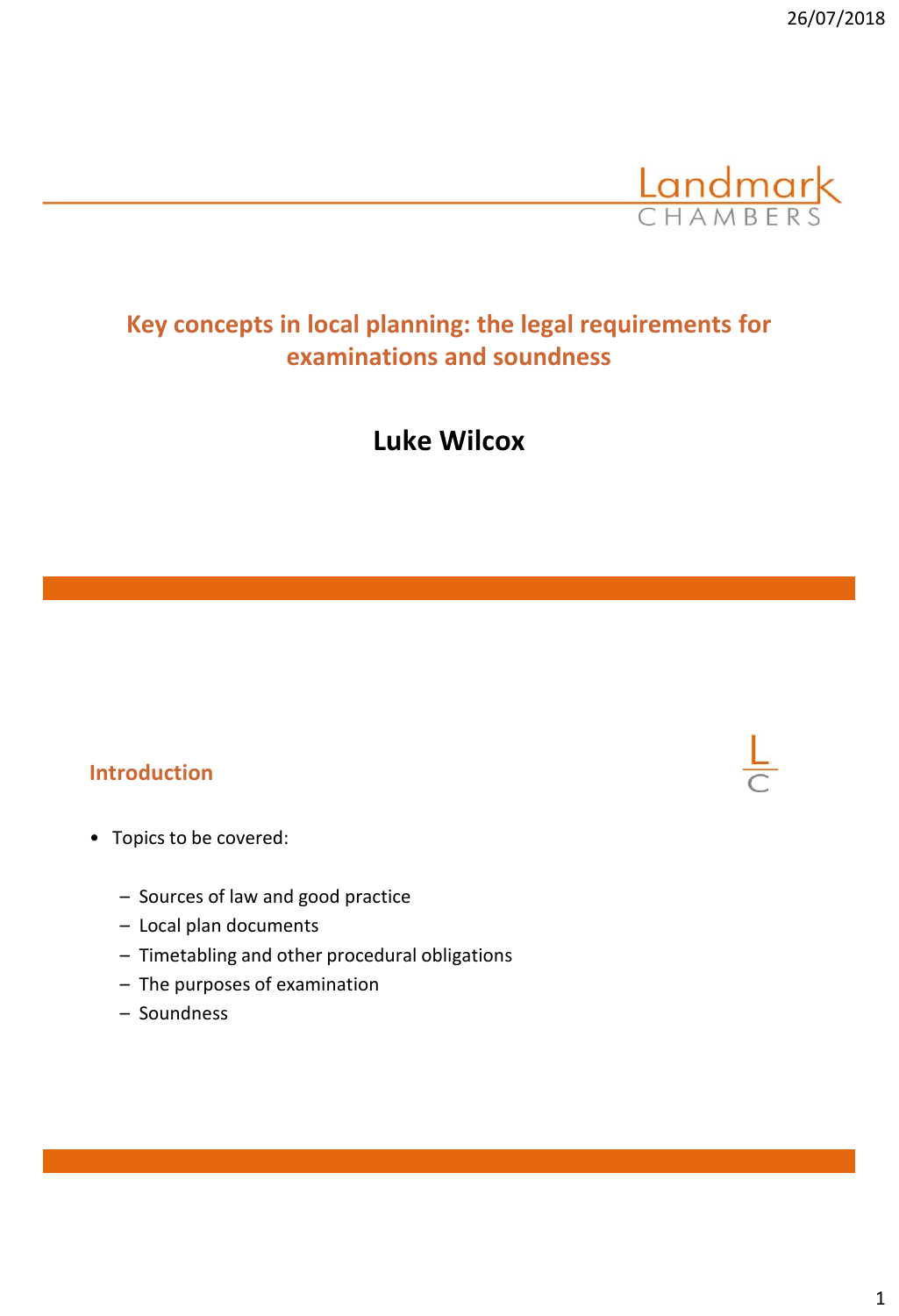Landmark
CHAMBERS

# Key concepts in local planning: the legal requirements for examinations and soundness

## Luke Wilcox

## Introduction

- Topics to be covered:
  - Sources of law and good practice
  - Local plan documents
  - Timetabling and other procedural obligations
  - The purposes of examination
  - Soundness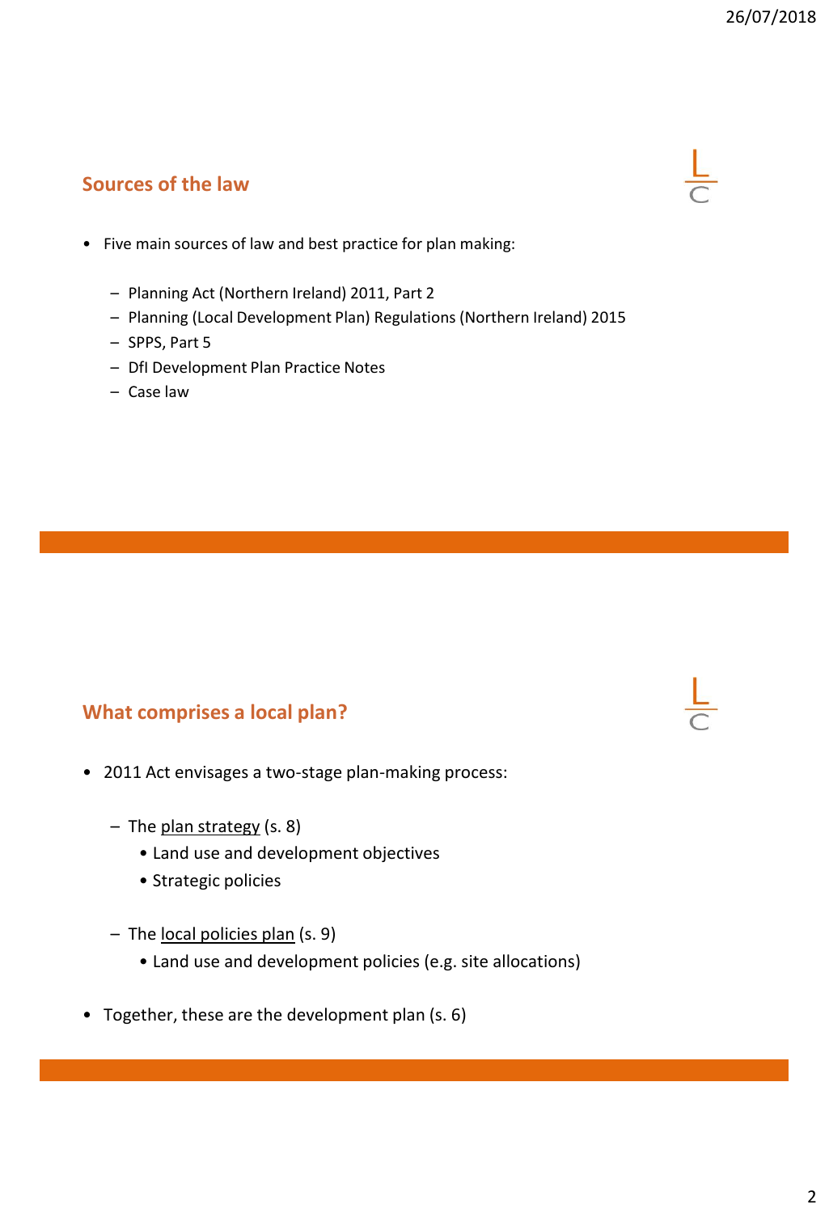## Sources of the law

- Five main sources of law and best practice for plan making:
  - Planning Act (Northern Ireland) 2011, Part 2
  - Planning (Local Development Plan) Regulations (Northern Ireland) 2015
  - SPPS, Part 5
  - DfI Development Plan Practice Notes
  - Case law

## What comprises a local plan?

- 2011 Act envisages a two-stage plan-making process:
  - The <u>plan strategy</u> (s. 8)
    - Land use and development objectives
    - Strategic policies
  - The <u>local policies plan</u> (s. 9)
    - Land use and development policies (e.g. site allocations)
- Together, these are the development plan (s. 6)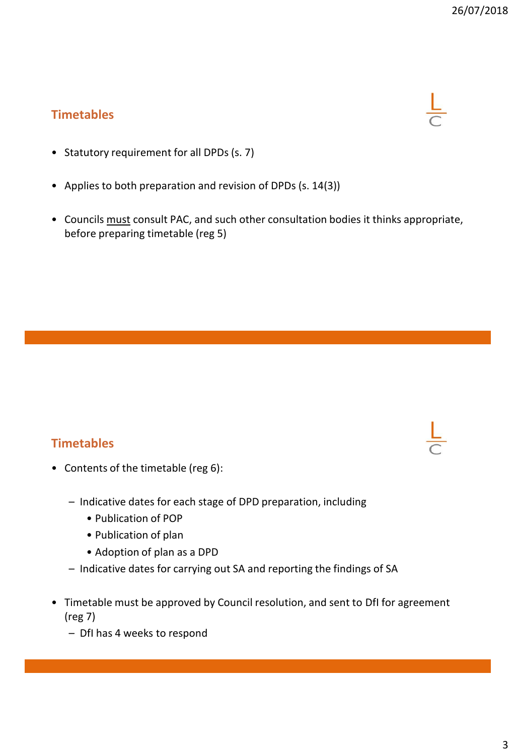## Timetables

- Statutory requirement for all DPDs (s. 7)
- Applies to both preparation and revision of DPDs (s. 14(3))
- Councils <u>must</u> consult PAC, and such other consultation bodies it thinks appropriate, before preparing timetable (reg 5)

## Timetables

- Contents of the timetable (reg 6):
  - Indicative dates for each stage of DPD preparation, including
    - Publication of POP
    - Publication of plan
    - Adoption of plan as a DPD
  - Indicative dates for carrying out SA and reporting the findings of SA
- Timetable must be approved by Council resolution, and sent to DfI for agreement (reg 7)
  - DfI has 4 weeks to respond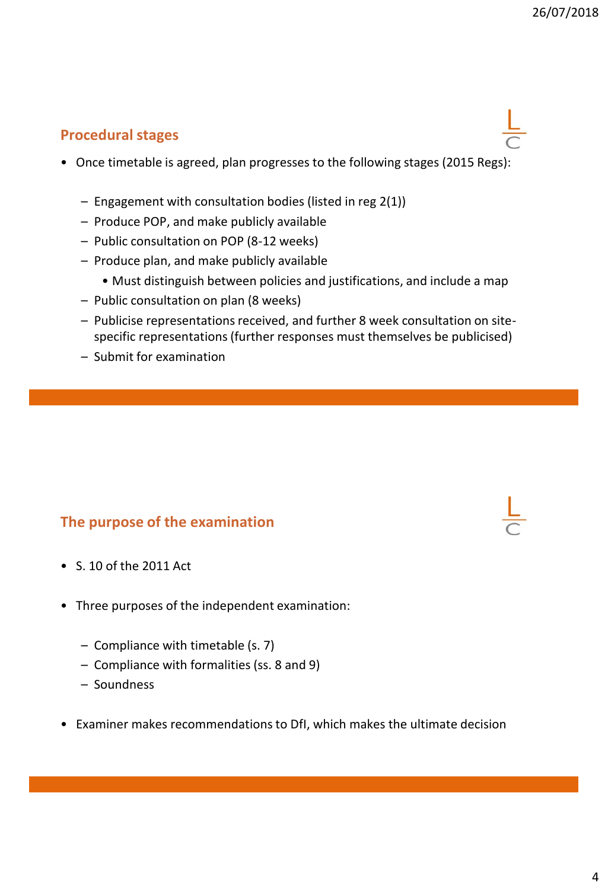## Procedural stages

- Once timetable is agreed, plan progresses to the following stages (2015 Regs):
  - Engagement with consultation bodies (listed in reg 2(1))
  - Produce POP, and make publicly available
  - Public consultation on POP (8-12 weeks)
  - Produce plan, and make publicly available
    - Must distinguish between policies and justifications, and include a map
  - Public consultation on plan (8 weeks)
  - Publicise representations received, and further 8 week consultation on site-specific representations (further responses must themselves be publicised)
  - Submit for examination

## The purpose of the examination

- S. 10 of the 2011 Act
- Three purposes of the independent examination:
  - Compliance with timetable (s. 7)
  - Compliance with formalities (ss. 8 and 9)
  - Soundness
- Examiner makes recommendations to DfI, which makes the ultimate decision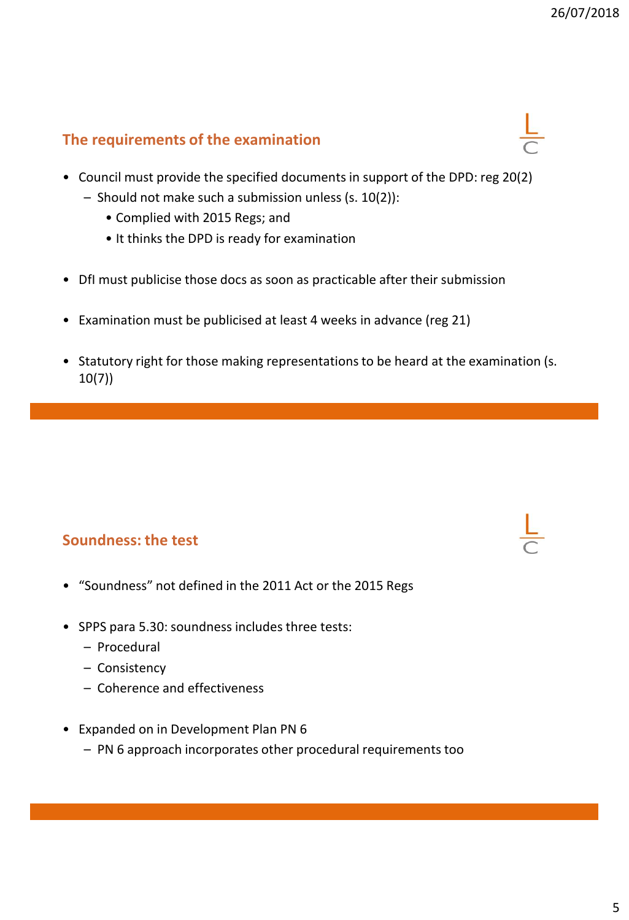## The requirements of the examination

- Council must provide the specified documents in support of the DPD: reg 20(2)
  - Should not make such a submission unless (s. 10(2)):
    - Complied with 2015 Regs; and
    - It thinks the DPD is ready for examination
- DfI must publicise those docs as soon as practicable after their submission
- Examination must be publicised at least 4 weeks in advance (reg 21)
- Statutory right for those making representations to be heard at the examination (s. 10(7))

## Soundness: the test

- "Soundness" not defined in the 2011 Act or the 2015 Regs
- SPPS para 5.30: soundness includes three tests:
  - Procedural
  - Consistency
  - Coherence and effectiveness
- Expanded on in Development Plan PN 6
  - PN 6 approach incorporates other procedural requirements too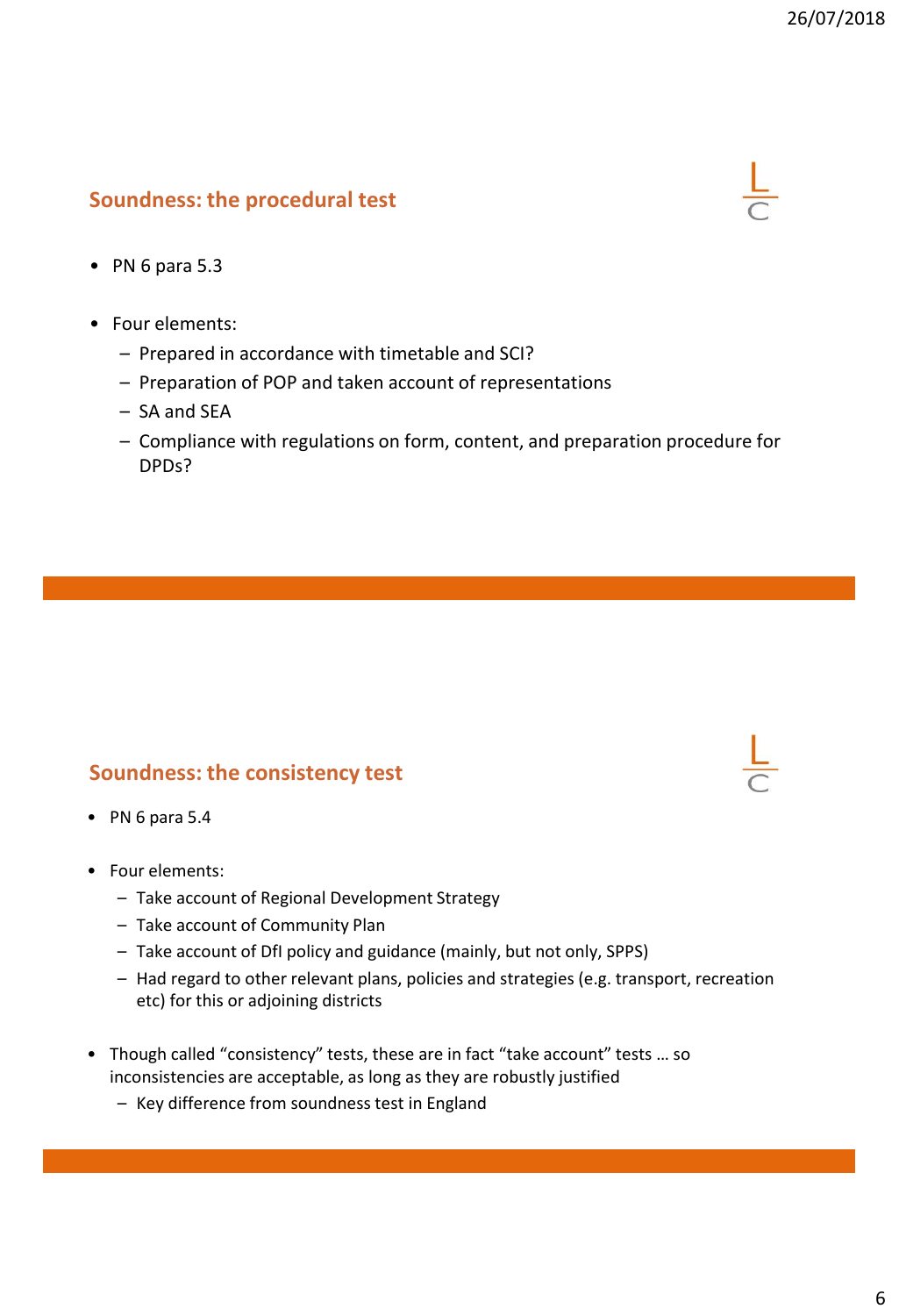## Soundness: the procedural test

- PN 6 para 5.3
- Four elements:
  - Prepared in accordance with timetable and SCI?
  - Preparation of POP and taken account of representations
  - SA and SEA
  - Compliance with regulations on form, content, and preparation procedure for DPDs?

## Soundness: the consistency test

- PN 6 para 5.4
- Four elements:
  - Take account of Regional Development Strategy
  - Take account of Community Plan
  - Take account of DfI policy and guidance (mainly, but not only, SPPS)
  - Had regard to other relevant plans, policies and strategies (e.g. transport, recreation etc) for this or adjoining districts
- Though called "consistency" tests, these are in fact "take account" tests … so inconsistencies are acceptable, as long as they are robustly justified
  - Key difference from soundness test in England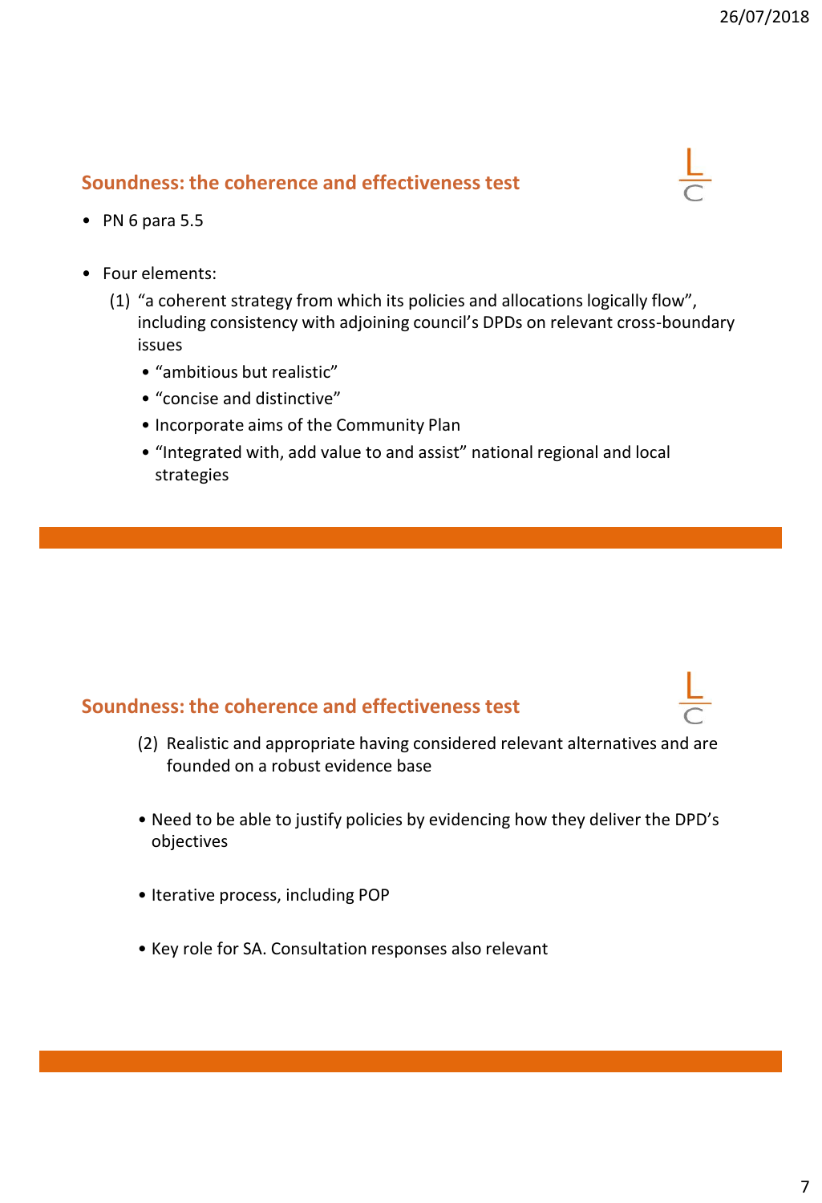## Soundness: the coherence and effectiveness test

- PN 6 para 5.5

- Four elements:
  (1) "a coherent strategy from which its policies and allocations logically flow", including consistency with adjoining council's DPDs on relevant cross-boundary issues
  - "ambitious but realistic"
  - "concise and distinctive"
  - Incorporate aims of the Community Plan
  - "Integrated with, add value to and assist" national regional and local strategies

## Soundness: the coherence and effectiveness test

(2) Realistic and appropriate having considered relevant alternatives and are founded on a robust evidence base

- Need to be able to justify policies by evidencing how they deliver the DPD's objectives

- Iterative process, including POP

- Key role for SA. Consultation responses also relevant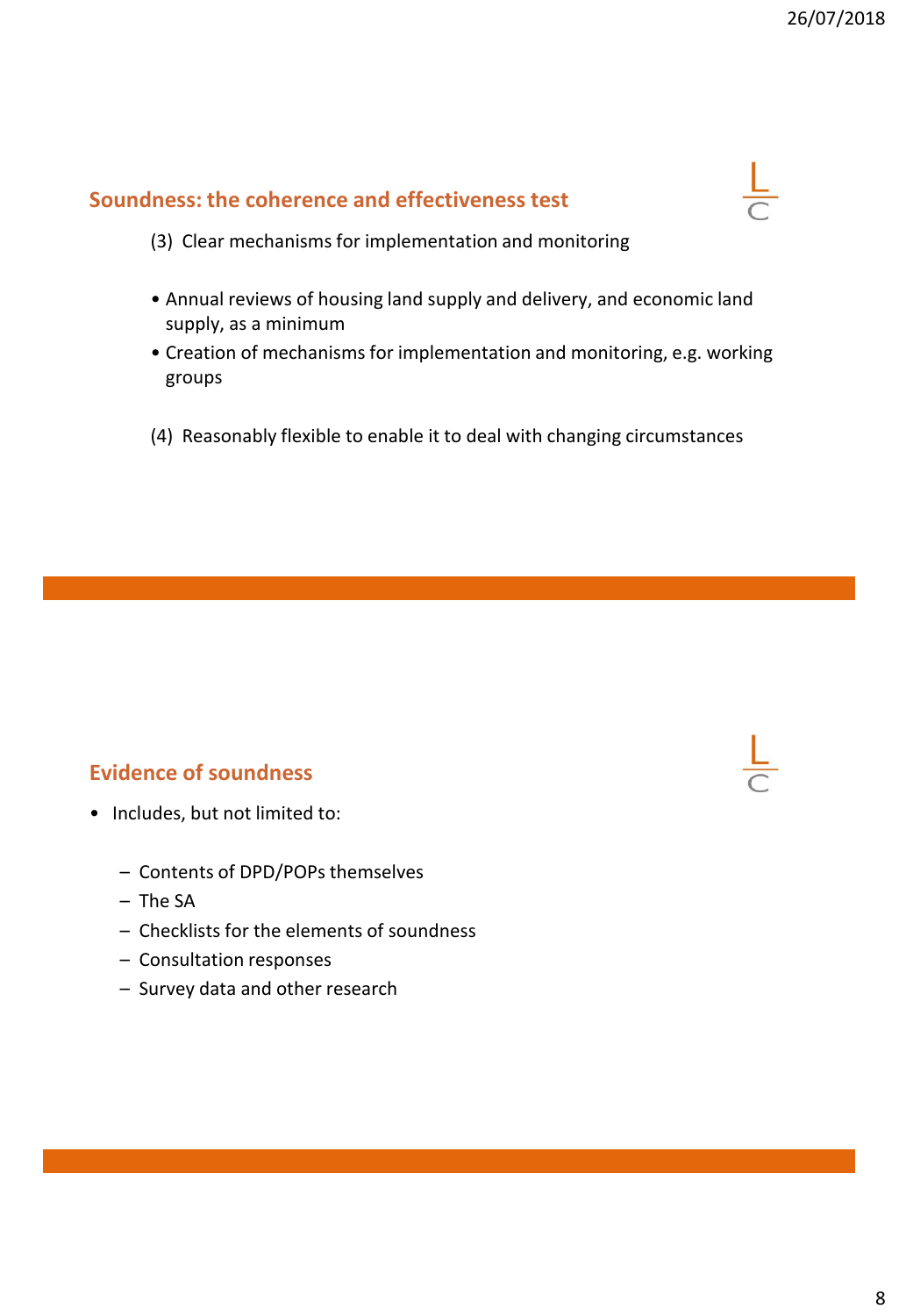## Soundness: the coherence and effectiveness test

(3) Clear mechanisms for implementation and monitoring

- Annual reviews of housing land supply and delivery, and economic land supply, as a minimum
- Creation of mechanisms for implementation and monitoring, e.g. working groups

(4) Reasonably flexible to enable it to deal with changing circumstances

## Evidence of soundness

- Includes, but not limited to:
  - Contents of DPD/POPs themselves
  - The SA
  - Checklists for the elements of soundness
  - Consultation responses
  - Survey data and other research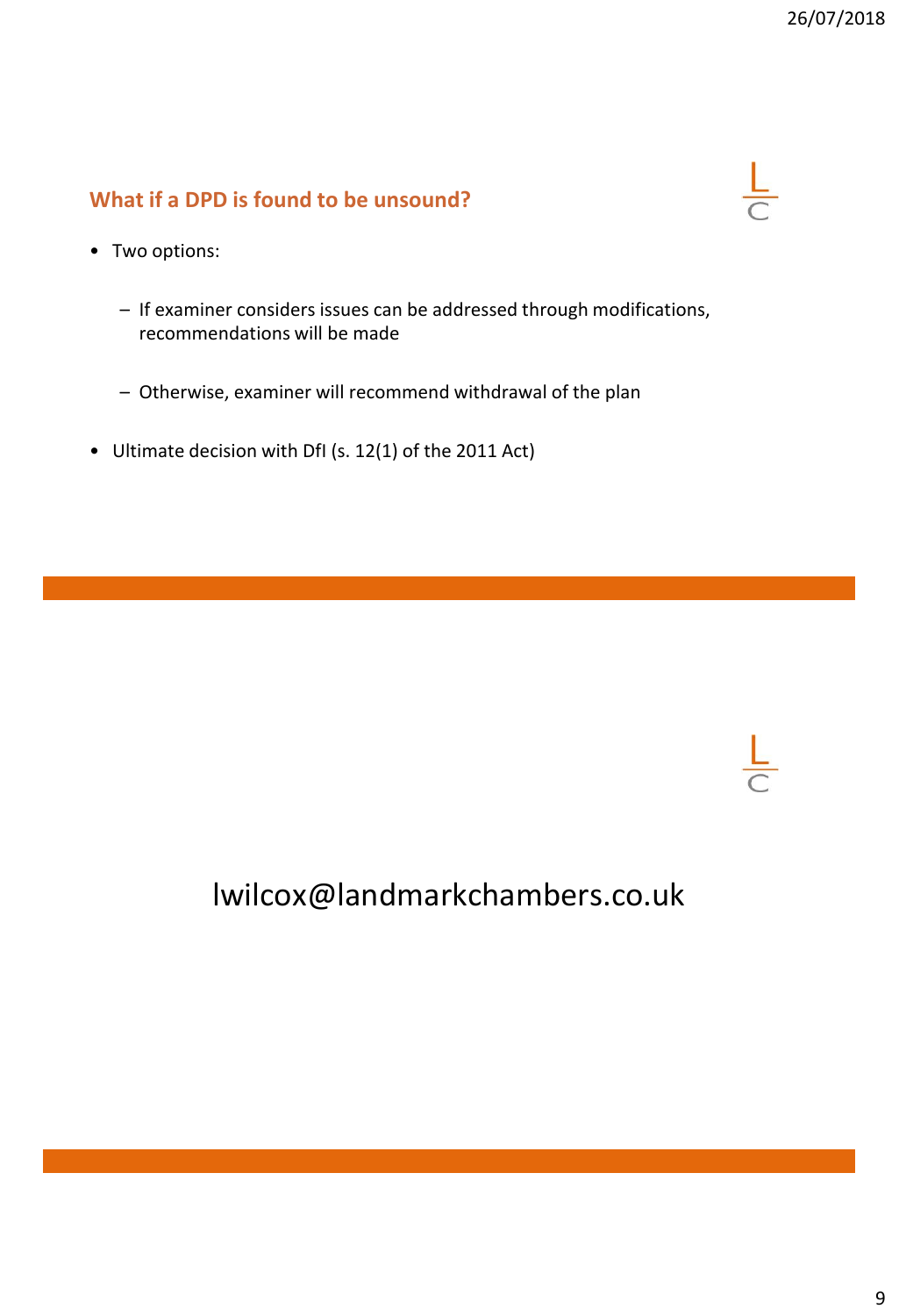## What if a DPD is found to be unsound?

- Two options:
  - If examiner considers issues can be addressed through modifications, recommendations will be made
  - Otherwise, examiner will recommend withdrawal of the plan
- Ultimate decision with DfI (s. 12(1) of the 2011 Act)

lwilcox@landmarkchambers.co.uk